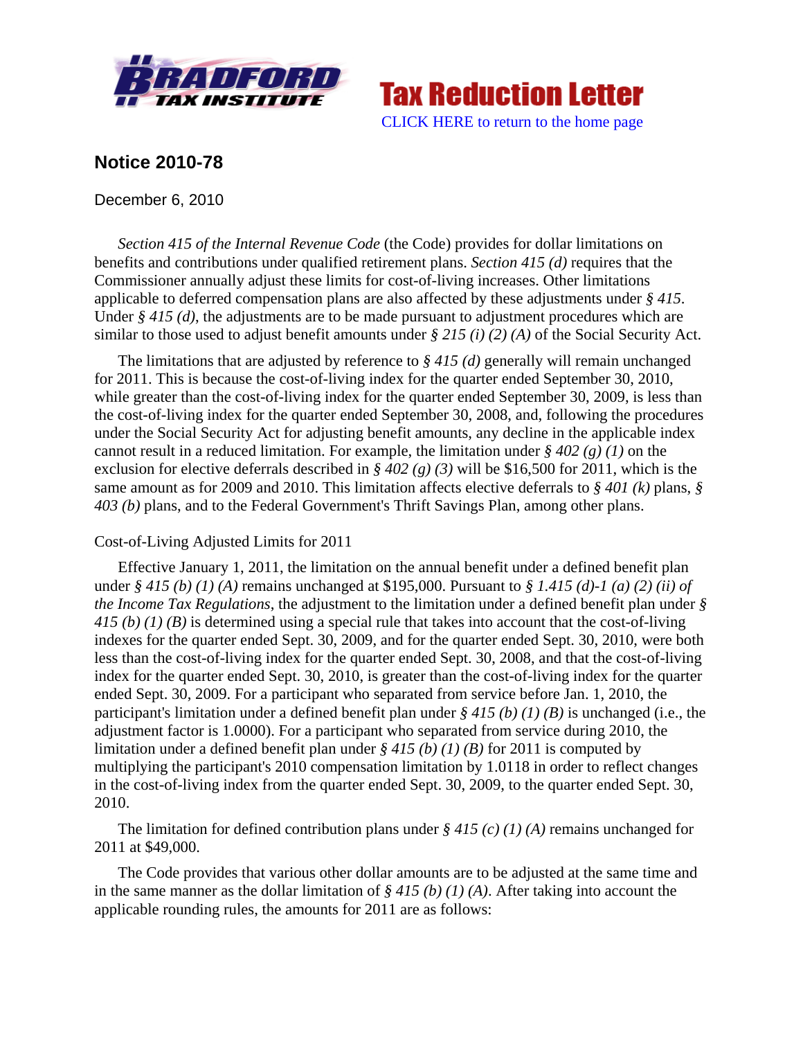**Tax Reduction Letter**

CLICK HERE to return to the home page

## Notice 2010-78

December 6, 2010

*Section 415 of the Internal Revenue Code* (the Code) provides for dollar limitations on benefits and contributions under qualified retirement plans. *Section 415 (d)* requires that the Commissioner annually adjust these limits for cost-of-living increases. Other limitations applicable to deferred compensation plans are also affected by these adjustments under *§ 415*. Under *§ 415 (d)*, the adjustments are to be made pursuant to adjustment procedures which are similar to those used to adjust benefit amounts under *§ 215 (i) (2) (A)* of the Social Security Act.

The limitations that are adjusted by reference to *§ 415 (d)* generally will remain unchanged for 2011. This is because the cost-of-living index for the quarter ended September 30, 2010, while greater than the cost-of-living index for the quarter ended September 30, 2009, is less than the cost-of-living index for the quarter ended September 30, 2008, and, following the procedures under the Social Security Act for adjusting benefit amounts, any decline in the applicable index cannot result in a reduced limitation. For example, the limitation under *§ 402 (g) (1)* on the exclusion for elective deferrals described in *§ 402 (g) (3)* will be $16,500 for 2011, which is the same amount as for 2009 and 2010. This limitation affects elective deferrals to *§ 401 (k)* plans, *§ 403 (b)* plans, and to the Federal Government's Thrift Savings Plan, among other plans.

Cost-of-Living Adjusted Limits for 2011

Effective January 1, 2011, the limitation on the annual benefit under a defined benefit plan under *§ 415 (b) (1) (A)* remains unchanged at $195,000. Pursuant to *§ 1.415 (d)-1 (a) (2) (ii) of the Income Tax Regulations*, the adjustment to the limitation under a defined benefit plan under *§ 415 (b) (1) (B)* is determined using a special rule that takes into account that the cost-of-living indexes for the quarter ended Sept. 30, 2009, and for the quarter ended Sept. 30, 2010, were both less than the cost-of-living index for the quarter ended Sept. 30, 2008, and that the cost-of-living index for the quarter ended Sept. 30, 2010, is greater than the cost-of-living index for the quarter ended Sept. 30, 2009. For a participant who separated from service before Jan. 1, 2010, the participant's limitation under a defined benefit plan under *§ 415 (b) (1) (B)* is unchanged (i.e., the adjustment factor is 1.0000). For a participant who separated from service during 2010, the limitation under a defined benefit plan under *§ 415 (b) (1) (B)* for 2011 is computed by multiplying the participant's 2010 compensation limitation by 1.0118 in order to reflect changes in the cost-of-living index from the quarter ended Sept. 30, 2009, to the quarter ended Sept. 30, 2010.

The limitation for defined contribution plans under *§ 415 (c) (1) (A)* remains unchanged for 2011 at $49,000.

The Code provides that various other dollar amounts are to be adjusted at the same time and in the same manner as the dollar limitation of *§ 415 (b) (1) (A)*. After taking into account the applicable rounding rules, the amounts for 2011 are as follows: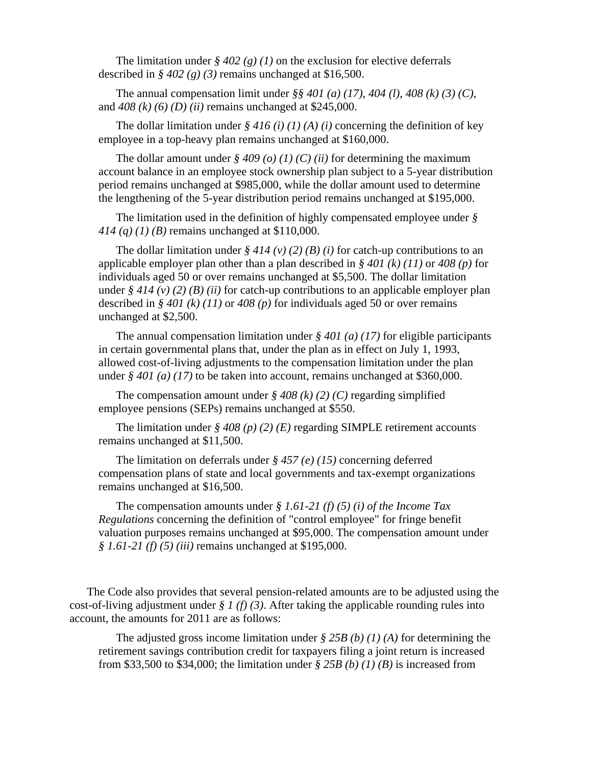The limitation under *§ 402 (g) (1)* on the exclusion for elective deferrals described in *§ 402 (g) (3)* remains unchanged at $16,500.

The annual compensation limit under *§§ 401 (a) (17)*, *404 (l)*, *408 (k) (3) (C)*, and *408 (k) (6) (D) (ii)* remains unchanged at $245,000.

The dollar limitation under *§ 416 (i) (1) (A) (i)* concerning the definition of key employee in a top-heavy plan remains unchanged at $160,000.

The dollar amount under *§ 409 (o) (1) (C) (ii)* for determining the maximum account balance in an employee stock ownership plan subject to a 5-year distribution period remains unchanged at $985,000, while the dollar amount used to determine the lengthening of the 5-year distribution period remains unchanged at $195,000.

The limitation used in the definition of highly compensated employee under *§ 414 (q) (1) (B)* remains unchanged at $110,000.

The dollar limitation under *§ 414 (v) (2) (B) (i)* for catch-up contributions to an applicable employer plan other than a plan described in *§ 401 (k) (11)* or *408 (p)* for individuals aged 50 or over remains unchanged at $5,500. The dollar limitation under *§ 414 (v) (2) (B) (ii)* for catch-up contributions to an applicable employer plan described in *§ 401 (k) (11)* or *408 (p)* for individuals aged 50 or over remains unchanged at $2,500.

The annual compensation limitation under *§ 401 (a) (17)* for eligible participants in certain governmental plans that, under the plan as in effect on July 1, 1993, allowed cost-of-living adjustments to the compensation limitation under the plan under *§ 401 (a) (17)* to be taken into account, remains unchanged at $360,000.

The compensation amount under *§ 408 (k) (2) (C)* regarding simplified employee pensions (SEPs) remains unchanged at $550.

The limitation under *§ 408 (p) (2) (E)* regarding SIMPLE retirement accounts remains unchanged at $11,500.

The limitation on deferrals under *§ 457 (e) (15)* concerning deferred compensation plans of state and local governments and tax-exempt organizations remains unchanged at $16,500.

The compensation amounts under *§ 1.61-21 (f) (5) (i) of the Income Tax Regulations* concerning the definition of "control employee" for fringe benefit valuation purposes remains unchanged at $95,000. The compensation amount under *§ 1.61-21 (f) (5) (iii)* remains unchanged at $195,000.

The Code also provides that several pension-related amounts are to be adjusted using the cost-of-living adjustment under *§ 1 (f) (3)*. After taking the applicable rounding rules into account, the amounts for 2011 are as follows:

The adjusted gross income limitation under *§ 25B (b) (1) (A)* for determining the retirement savings contribution credit for taxpayers filing a joint return is increased from $33,500 to $34,000; the limitation under *§ 25B (b) (1) (B)* is increased from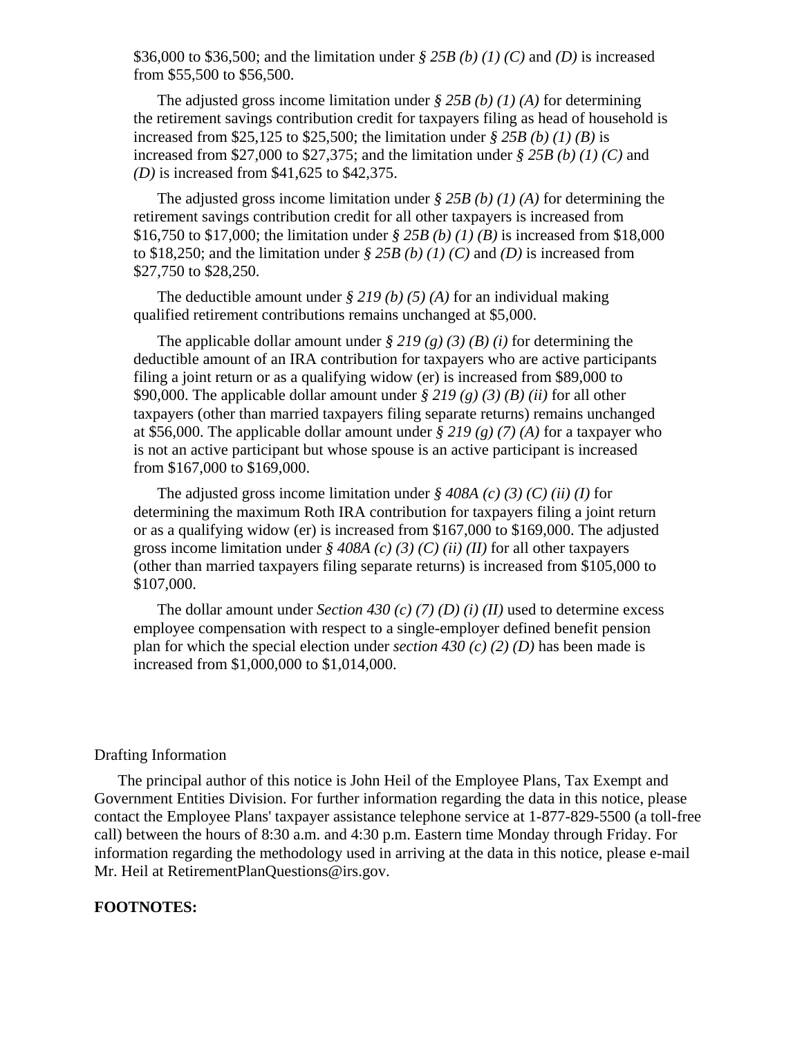$36,000 to $36,500; and the limitation under *§ 25B (b) (1) (C)* and *(D)* is increased from $55,500 to $56,500.

The adjusted gross income limitation under *§ 25B (b) (1) (A)* for determining the retirement savings contribution credit for taxpayers filing as head of household is increased from $25,125 to $25,500; the limitation under *§ 25B (b) (1) (B)* is increased from $27,000 to $27,375; and the limitation under *§ 25B (b) (1) (C)* and *(D)* is increased from $41,625 to $42,375.

The adjusted gross income limitation under *§ 25B (b) (1) (A)* for determining the retirement savings contribution credit for all other taxpayers is increased from $16,750 to $17,000; the limitation under *§ 25B (b) (1) (B)* is increased from $18,000 to $18,250; and the limitation under *§ 25B (b) (1) (C)* and *(D)* is increased from $27,750 to $28,250.

The deductible amount under *§ 219 (b) (5) (A)* for an individual making qualified retirement contributions remains unchanged at $5,000.

The applicable dollar amount under *§ 219 (g) (3) (B) (i)* for determining the deductible amount of an IRA contribution for taxpayers who are active participants filing a joint return or as a qualifying widow (er) is increased from $89,000 to $90,000. The applicable dollar amount under *§ 219 (g) (3) (B) (ii)* for all other taxpayers (other than married taxpayers filing separate returns) remains unchanged at $56,000. The applicable dollar amount under *§ 219 (g) (7) (A)* for a taxpayer who is not an active participant but whose spouse is an active participant is increased from $167,000 to $169,000.

The adjusted gross income limitation under *§ 408A (c) (3) (C) (ii) (I)* for determining the maximum Roth IRA contribution for taxpayers filing a joint return or as a qualifying widow (er) is increased from $167,000 to $169,000. The adjusted gross income limitation under *§ 408A (c) (3) (C) (ii) (II)* for all other taxpayers (other than married taxpayers filing separate returns) is increased from $105,000 to $107,000.

The dollar amount under *Section 430 (c) (7) (D) (i) (II)* used to determine excess employee compensation with respect to a single-employer defined benefit pension plan for which the special election under *section 430 (c) (2) (D)* has been made is increased from $1,000,000 to $1,014,000.

Drafting Information

The principal author of this notice is John Heil of the Employee Plans, Tax Exempt and Government Entities Division. For further information regarding the data in this notice, please contact the Employee Plans' taxpayer assistance telephone service at 1-877-829-5500 (a toll-free call) between the hours of 8:30 a.m. and 4:30 p.m. Eastern time Monday through Friday. For information regarding the methodology used in arriving at the data in this notice, please e-mail Mr. Heil at RetirementPlanQuestions@irs.gov.

**FOOTNOTES:**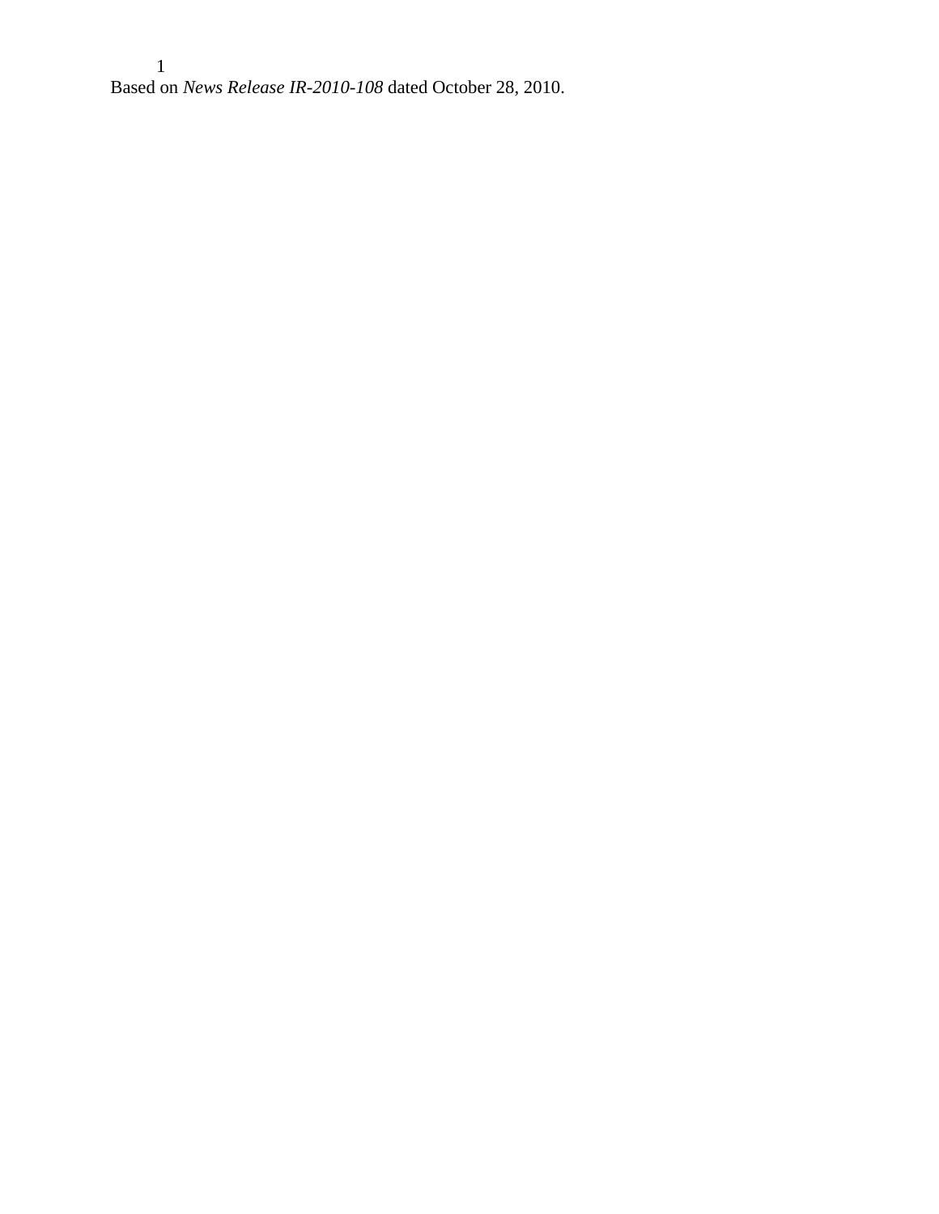[1] Based on *News Release IR-2010-108* dated October 28, 2010.